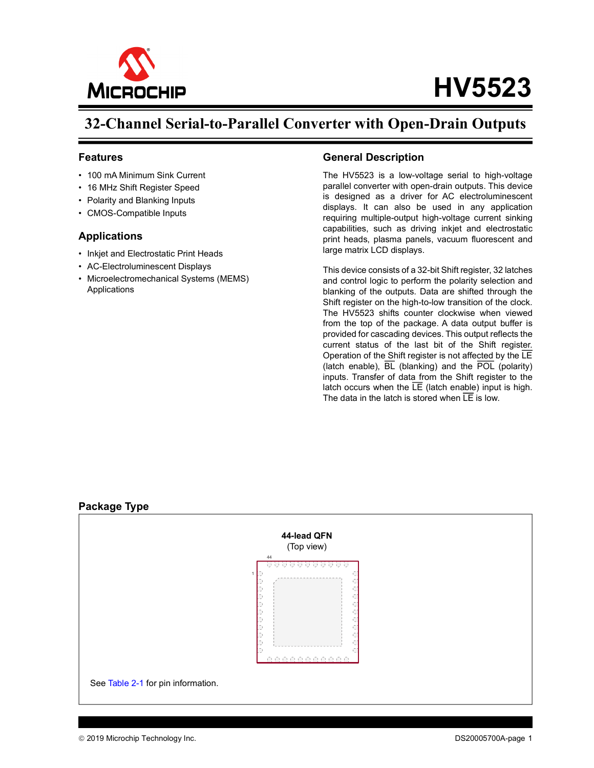# HV5523

## 32-Channel Serial-to-Parallel Converter with Open-Drain Outputs

### Features

- 100 mA Minimum Sink Current
- 16 MHz Shift Register Speed
- Polarity and Blanking Inputs
- CMOS-Compatible Inputs

### Applications

- Inkjet and Electrostatic Print Heads
- AC-Electroluminescent Displays
- Microelectromechanical Systems (MEMS) Applications

### General Description

The HV5523 is a low-voltage serial to high-voltage parallel converter with open-drain outputs. This device is designed as a driver for AC electroluminescent displays. It can also be used in any application requiring multiple-output high-voltage current sinking capabilities, such as driving inkjet and electrostatic print heads, plasma panels, vacuum fluorescent and large matrix LCD displays.

This device consists of a 32-bit Shift register, 32 latches and control logic to perform the polarity selection and blanking of the outputs. Data are shifted through the Shift register on the high-to-low transition of the clock. The HV5523 shifts counter clockwise when viewed from the top of the package. A data output buffer is provided for cascading devices. This output reflects the current status of the last bit of the Shift register. Operation of the Shift register is not affected by the $\overline{LE}$ (latch enable), $\overline{BL}$ (blanking) and the $\overline{POL}$ (polarity) inputs. Transfer of data from the Shift register to the latch occurs when the $\overline{LE}$ (latch enable) input is high. The data in the latch is stored when $\overline{LE}$ is low.

### Package Type

**44-lead QFN**
(Top view)

See Table 2-1 for pin information.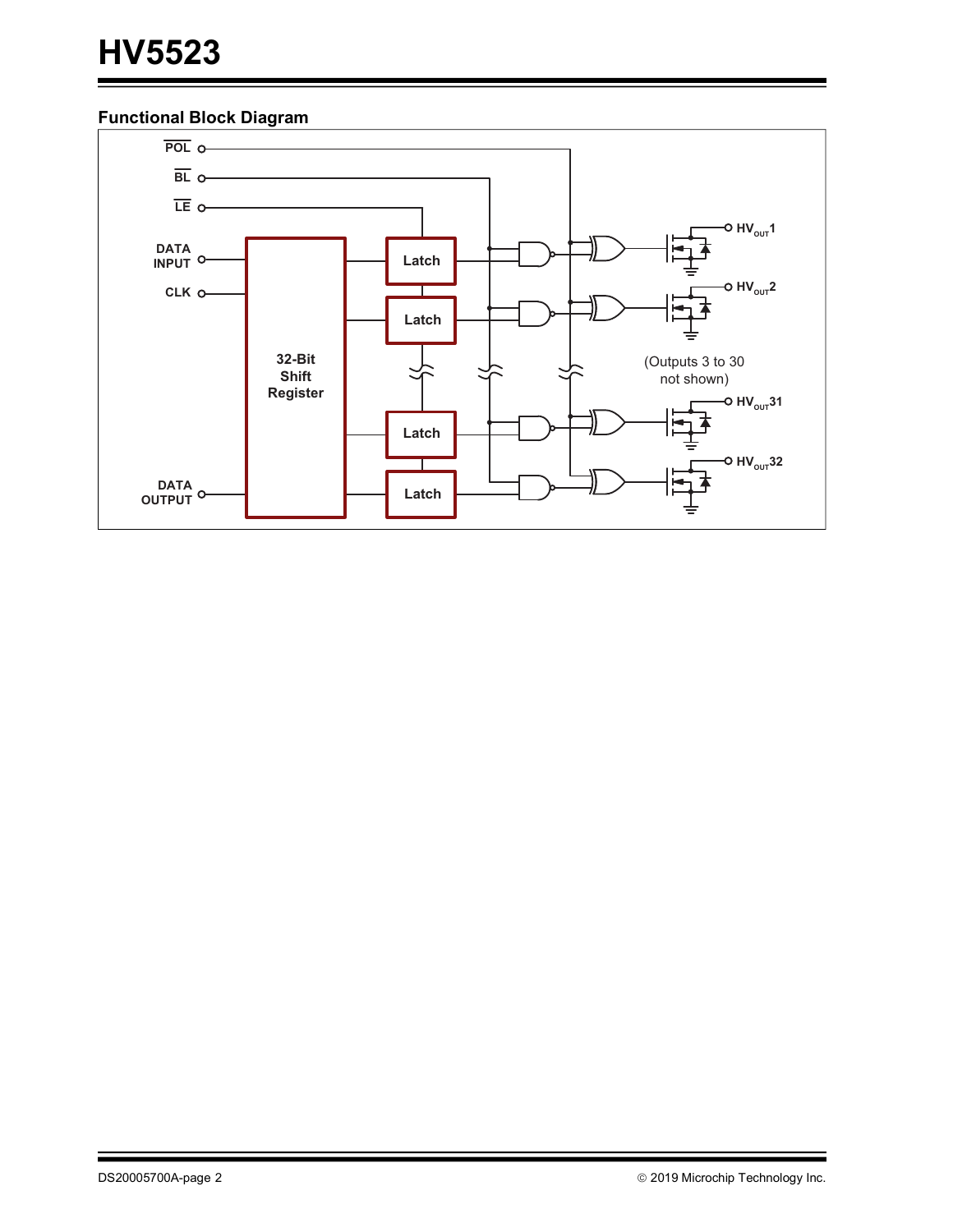### Functional Block Diagram

POL

BL

LE

DATA INPUT

CLK

32-Bit Shift Register

Latch

Latch

Latch

Latch

DATA OUTPUT

$HV_{OUT}1$

$HV_{OUT}2$

(Outputs 3 to 30 not shown)

$HV_{OUT}31$

$HV_{OUT}32$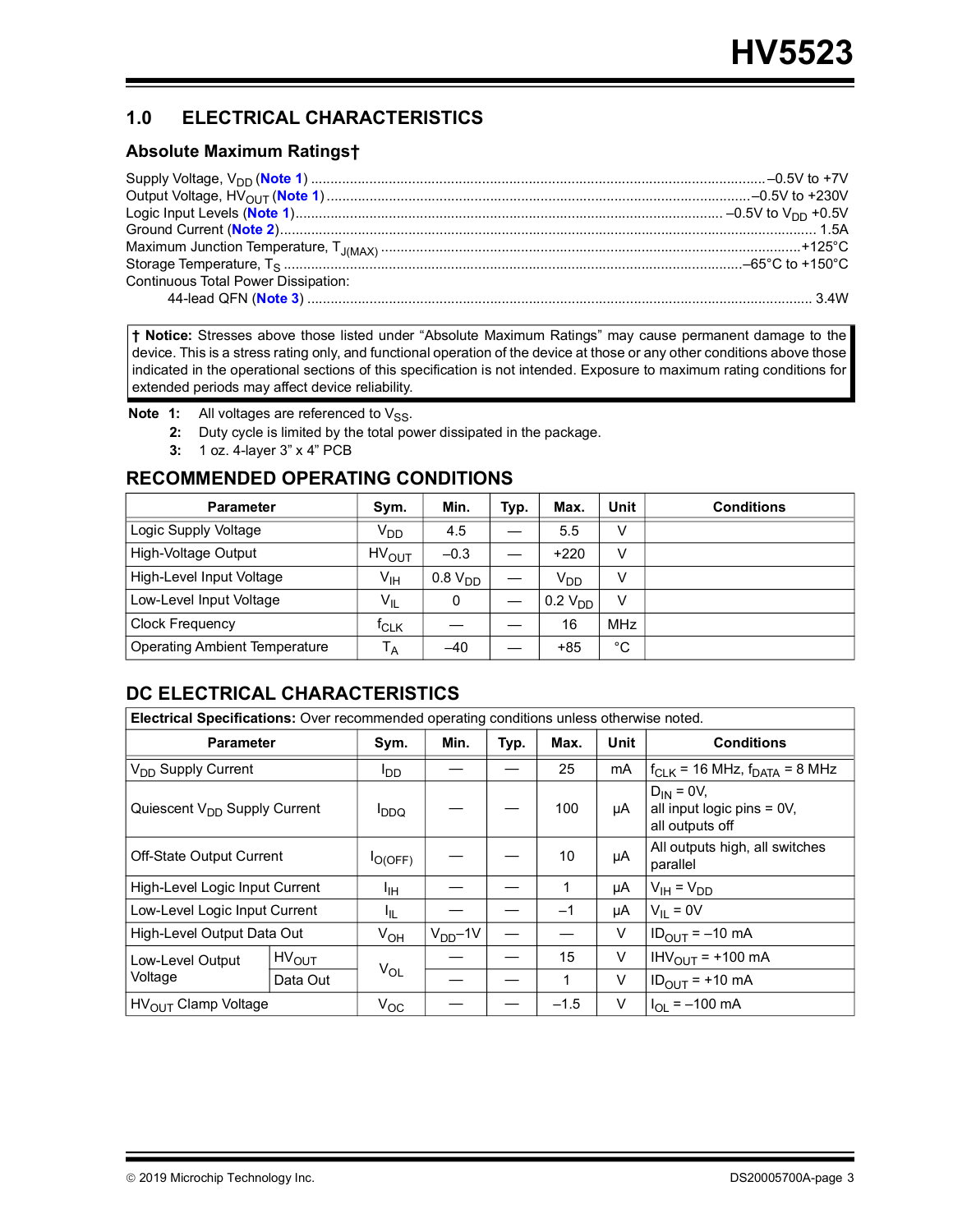## 1.0 ELECTRICAL CHARACTERISTICS

### Absolute Maximum Ratings†

Supply Voltage, $V_{DD}$ (Note 1) ............ –0.5V to +7V
Output Voltage, $HV_{OUT}$ (Note 1) ............ –0.5V to +230V
Logic Input Levels (Note 1) ............ –0.5V to $V_{DD}$ +0.5V
Ground Current (Note 2) ............ 1.5A
Maximum Junction Temperature, $T_{J(MAX)}$ ............ +125°C
Storage Temperature, $T_S$ ............ –65°C to +150°C
Continuous Total Power Dissipation:
  44-lead QFN (Note 3) ............ 3.4W

**† Notice:** Stresses above those listed under “Absolute Maximum Ratings” may cause permanent damage to the device. This is a stress rating only, and functional operation of the device at those or any other conditions above those indicated in the operational sections of this specification is not intended. Exposure to maximum rating conditions for extended periods may affect device reliability.

**Note 1:** All voltages are referenced to $V_{SS}$.
**2:** Duty cycle is limited by the total power dissipated in the package.
**3:** 1 oz. 4-layer 3” x 4” PCB

## RECOMMENDED OPERATING CONDITIONS

| Parameter | Sym. | Min. | Typ. | Max. | Unit | Conditions |
|---|---|---|---|---|---|---|
| Logic Supply Voltage | $V_{DD}$ | 4.5 | — | 5.5 | V | |
| High-Voltage Output | $HV_{OUT}$ | –0.3 | — | +220 | V | |
| High-Level Input Voltage | $V_{IH}$ | 0.8 $V_{DD}$ | — | $V_{DD}$ | V | |
| Low-Level Input Voltage | $V_{IL}$ | 0 | — | 0.2 $V_{DD}$ | V | |
| Clock Frequency | $f_{CLK}$ | — | — | 16 | MHz | |
| Operating Ambient Temperature | $T_A$ | –40 | — | +85 | °C | |

## DC ELECTRICAL CHARACTERISTICS

| **Electrical Specifications:** Over recommended operating conditions unless otherwise noted. | | | | | | | |
|---|---|---|---|---|---|---|---|
| **Parameter** | | **Sym.** | **Min.** | **Typ.** | **Max.** | **Unit** | **Conditions** |
| $V_{DD}$ Supply Current | | $I_{DD}$ | — | — | 25 | mA | $f_{CLK}$ = 16 MHz, $f_{DATA}$ = 8 MHz |
| Quiescent $V_{DD}$ Supply Current | | $I_{DDQ}$ | — | — | 100 | µA | $D_{IN}$ = 0V, all input logic pins = 0V, all outputs off |
| Off-State Output Current | | $I_{O(OFF)}$ | — | — | 10 | µA | All outputs high, all switches parallel |
| High-Level Logic Input Current | | $I_{IH}$ | — | — | 1 | µA | $V_{IH}$ = $V_{DD}$ |
| Low-Level Logic Input Current | | $I_{IL}$ | — | — | –1 | µA | $V_{IL}$ = 0V |
| High-Level Output Data Out | | $V_{OH}$ | $V_{DD}$–1V | — | — | V | $ID_{OUT}$ = –10 mA |
| Low-Level Output Voltage | $HV_{OUT}$ | $V_{OL}$ | — | — | 15 | V | $IHV_{OUT}$ = +100 mA |
| | Data Out | | — | — | 1 | V | $ID_{OUT}$ = +10 mA |
| $HV_{OUT}$ Clamp Voltage | | $V_{OC}$ | — | — | –1.5 | V | $I_{OL}$ = –100 mA |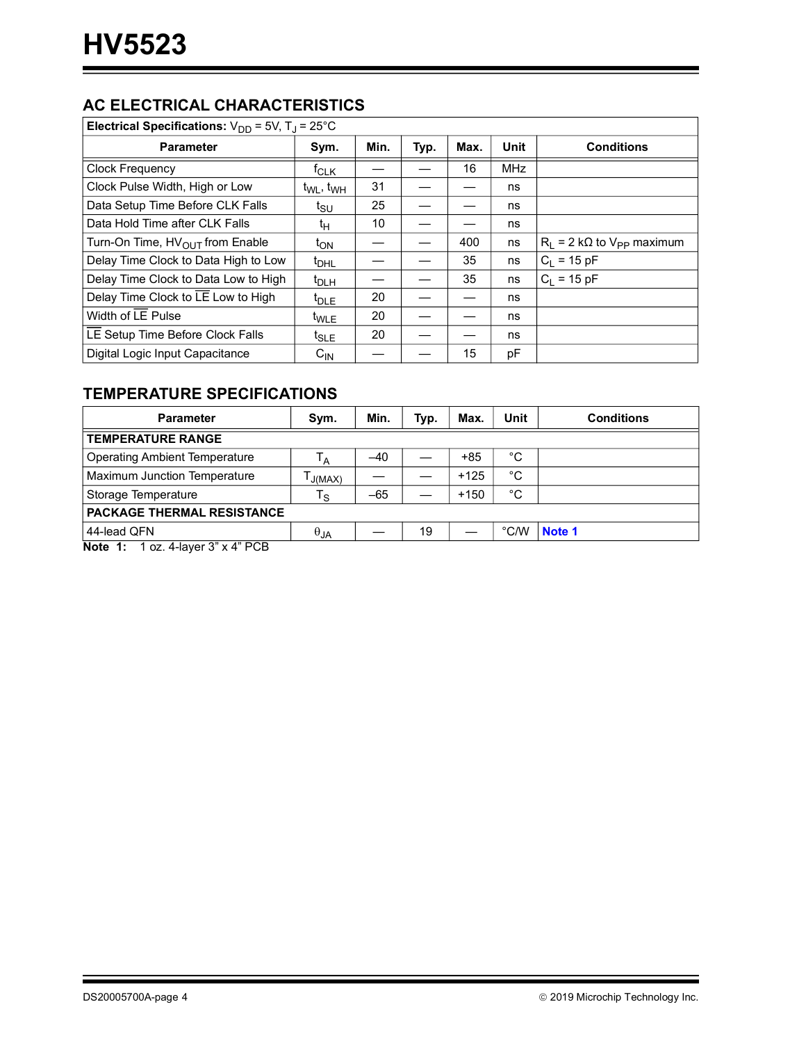## AC ELECTRICAL CHARACTERISTICS

| **Electrical Specifications:** $V_{DD}$ = 5V, $T_J$ = 25°C | | | | | | |
|---|---|---|---|---|---|---|
| **Parameter** | **Sym.** | **Min.** | **Typ.** | **Max.** | **Unit** | **Conditions** |
| Clock Frequency | $f_{CLK}$ | — | — | 16 | MHz | |
| Clock Pulse Width, High or Low | $t_{WL}$, $t_{WH}$ | 31 | — | — | ns | |
| Data Setup Time Before CLK Falls | $t_{SU}$ | 25 | — | — | ns | |
| Data Hold Time after CLK Falls | $t_H$ | 10 | — | — | ns | |
| Turn-On Time, $HV_{OUT}$ from Enable | $t_{ON}$ | — | — | 400 | ns | $R_L$ = 2 kΩ to $V_{PP}$ maximum |
| Delay Time Clock to Data High to Low | $t_{DHL}$ | — | — | 35 | ns | $C_L$ = 15 pF |
| Delay Time Clock to Data Low to High | $t_{DLH}$ | — | — | 35 | ns | $C_L$ = 15 pF |
| Delay Time Clock to $\overline{LE}$ Low to High | $t_{DLE}$ | 20 | — | — | ns | |
| Width of $\overline{LE}$ Pulse | $t_{WLE}$ | 20 | — | — | ns | |
| $\overline{LE}$ Setup Time Before Clock Falls | $t_{SLE}$ | 20 | — | — | ns | |
| Digital Logic Input Capacitance | $C_{IN}$ | — | — | 15 | pF | |

## TEMPERATURE SPECIFICATIONS

| **Parameter** | **Sym.** | **Min.** | **Typ.** | **Max.** | **Unit** | **Conditions** |
|---|---|---|---|---|---|---|
| **TEMPERATURE RANGE** | | | | | | |
| Operating Ambient Temperature | $T_A$ | –40 | — | +85 | °C | |
| Maximum Junction Temperature | $T_{J(MAX)}$ | — | — | +125 | °C | |
| Storage Temperature | $T_S$ | –65 | — | +150 | °C | |
| **PACKAGE THERMAL RESISTANCE** | | | | | | |
| 44-lead QFN | $\theta_{JA}$ | — | 19 | — | °C/W | **Note 1** |

**Note 1:** 1 oz. 4-layer 3" x 4" PCB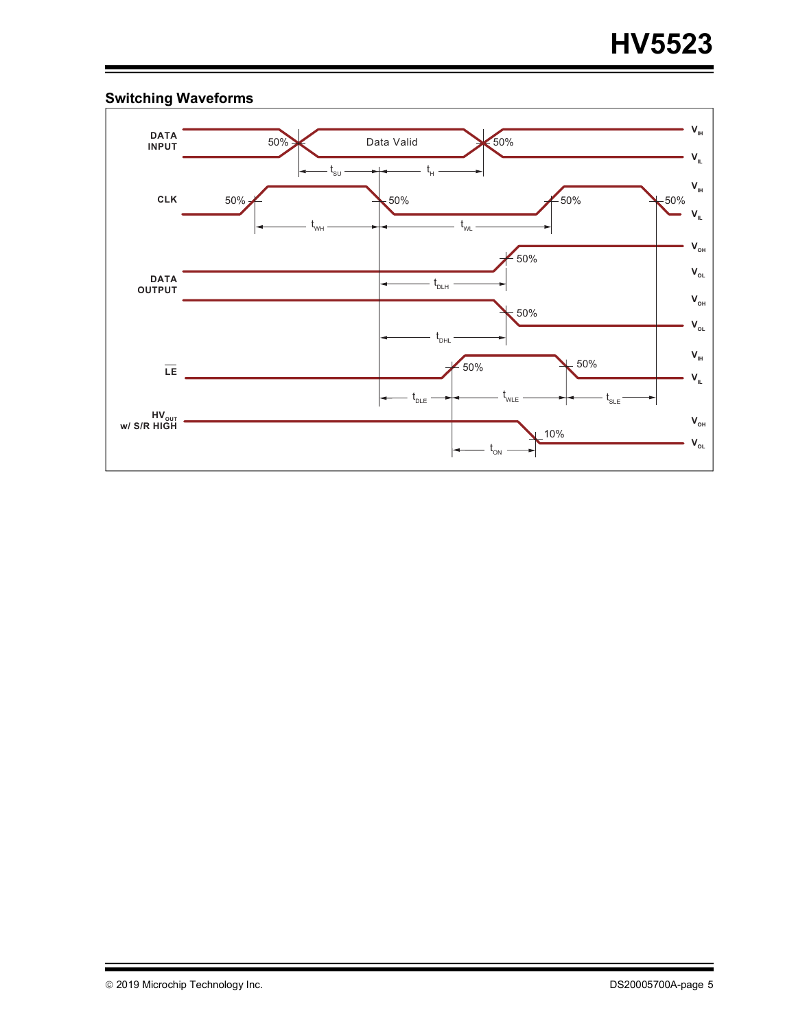## Switching Waveforms

DATA INPUT — 50% — Data Valid — 50% — $V_{IH}$ / $V_{IL}$

$t_{SU}$ $t_H$

CLK — 50% — 50% — 50% — 50% — $V_{IH}$ / $V_{IL}$

$t_{WH}$ $t_{WL}$

DATA OUTPUT — 50% — $V_{OH}$ / $V_{OL}$

$t_{DLH}$

50% — $V_{OH}$ / $V_{OL}$

$t_{DHL}$

$\overline{LE}$ — 50% — 50% — $V_{IH}$ / $V_{IL}$

$t_{DLE}$ $t_{WLE}$ $t_{SLE}$

$HV_{OUT}$ w/ S/R HIGH — 10% — $V_{OH}$ / $V_{OL}$

$t_{ON}$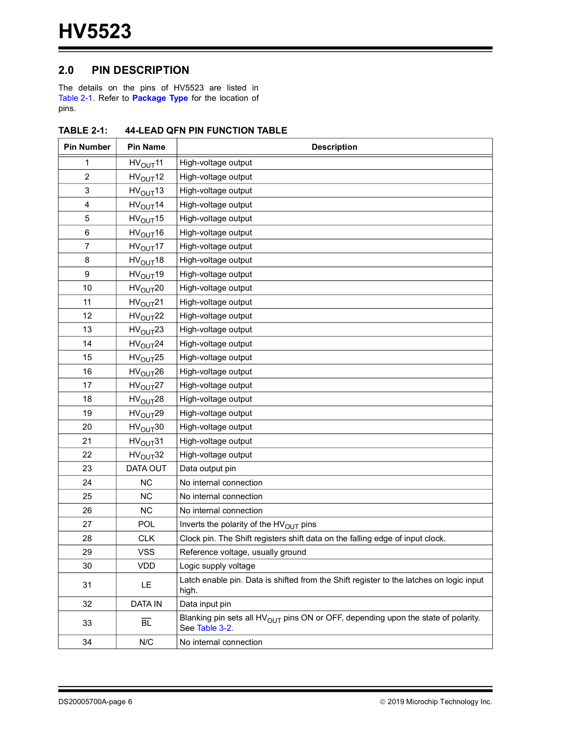## 2.0 PIN DESCRIPTION

The details on the pins of HV5523 are listed in Table 2-1. Refer to **Package Type** for the location of pins.

**TABLE 2-1: 44-LEAD QFN PIN FUNCTION TABLE**

| Pin Number | Pin Name | Description |
|---|---|---|
| 1 | $HV_{OUT}$11 | High-voltage output |
| 2 | $HV_{OUT}$12 | High-voltage output |
| 3 | $HV_{OUT}$13 | High-voltage output |
| 4 | $HV_{OUT}$14 | High-voltage output |
| 5 | $HV_{OUT}$15 | High-voltage output |
| 6 | $HV_{OUT}$16 | High-voltage output |
| 7 | $HV_{OUT}$17 | High-voltage output |
| 8 | $HV_{OUT}$18 | High-voltage output |
| 9 | $HV_{OUT}$19 | High-voltage output |
| 10 | $HV_{OUT}$20 | High-voltage output |
| 11 | $HV_{OUT}$21 | High-voltage output |
| 12 | $HV_{OUT}$22 | High-voltage output |
| 13 | $HV_{OUT}$23 | High-voltage output |
| 14 | $HV_{OUT}$24 | High-voltage output |
| 15 | $HV_{OUT}$25 | High-voltage output |
| 16 | $HV_{OUT}$26 | High-voltage output |
| 17 | $HV_{OUT}$27 | High-voltage output |
| 18 | $HV_{OUT}$28 | High-voltage output |
| 19 | $HV_{OUT}$29 | High-voltage output |
| 20 | $HV_{OUT}$30 | High-voltage output |
| 21 | $HV_{OUT}$31 | High-voltage output |
| 22 | $HV_{OUT}$32 | High-voltage output |
| 23 | DATA OUT | Data output pin |
| 24 | NC | No internal connection |
| 25 | NC | No internal connection |
| 26 | NC | No internal connection |
| 27 | POL | Inverts the polarity of the $HV_{OUT}$ pins |
| 28 | CLK | Clock pin. The Shift registers shift data on the falling edge of input clock. |
| 29 | VSS | Reference voltage, usually ground |
| 30 | VDD | Logic supply voltage |
| 31 | LE | Latch enable pin. Data is shifted from the Shift register to the latches on logic input high. |
| 32 | DATA IN | Data input pin |
| 33 | $\overline{BL}$ | Blanking pin sets all $HV_{OUT}$ pins ON or OFF, depending upon the state of polarity. See Table 3-2. |
| 34 | N/C | No internal connection |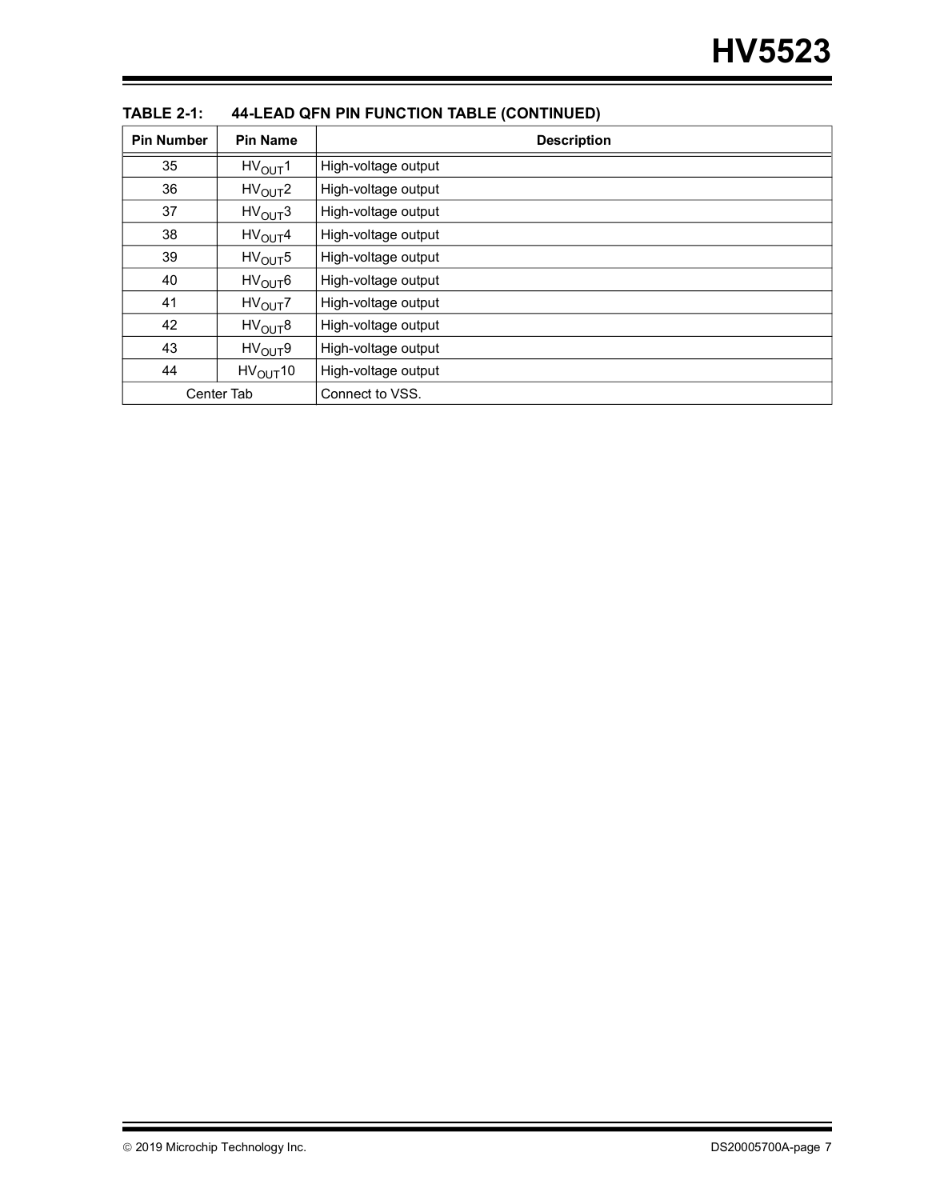**TABLE 2-1: 44-LEAD QFN PIN FUNCTION TABLE (CONTINUED)**

| Pin Number | Pin Name | Description |
|---|---|---|
| 35 | $HV_{OUT}1$ | High-voltage output |
| 36 | $HV_{OUT}2$ | High-voltage output |
| 37 | $HV_{OUT}3$ | High-voltage output |
| 38 | $HV_{OUT}4$ | High-voltage output |
| 39 | $HV_{OUT}5$ | High-voltage output |
| 40 | $HV_{OUT}6$ | High-voltage output |
| 41 | $HV_{OUT}7$ | High-voltage output |
| 42 | $HV_{OUT}8$ | High-voltage output |
| 43 | $HV_{OUT}9$ | High-voltage output |
| 44 | $HV_{OUT}10$ | High-voltage output |
| Center Tab | | Connect to VSS. |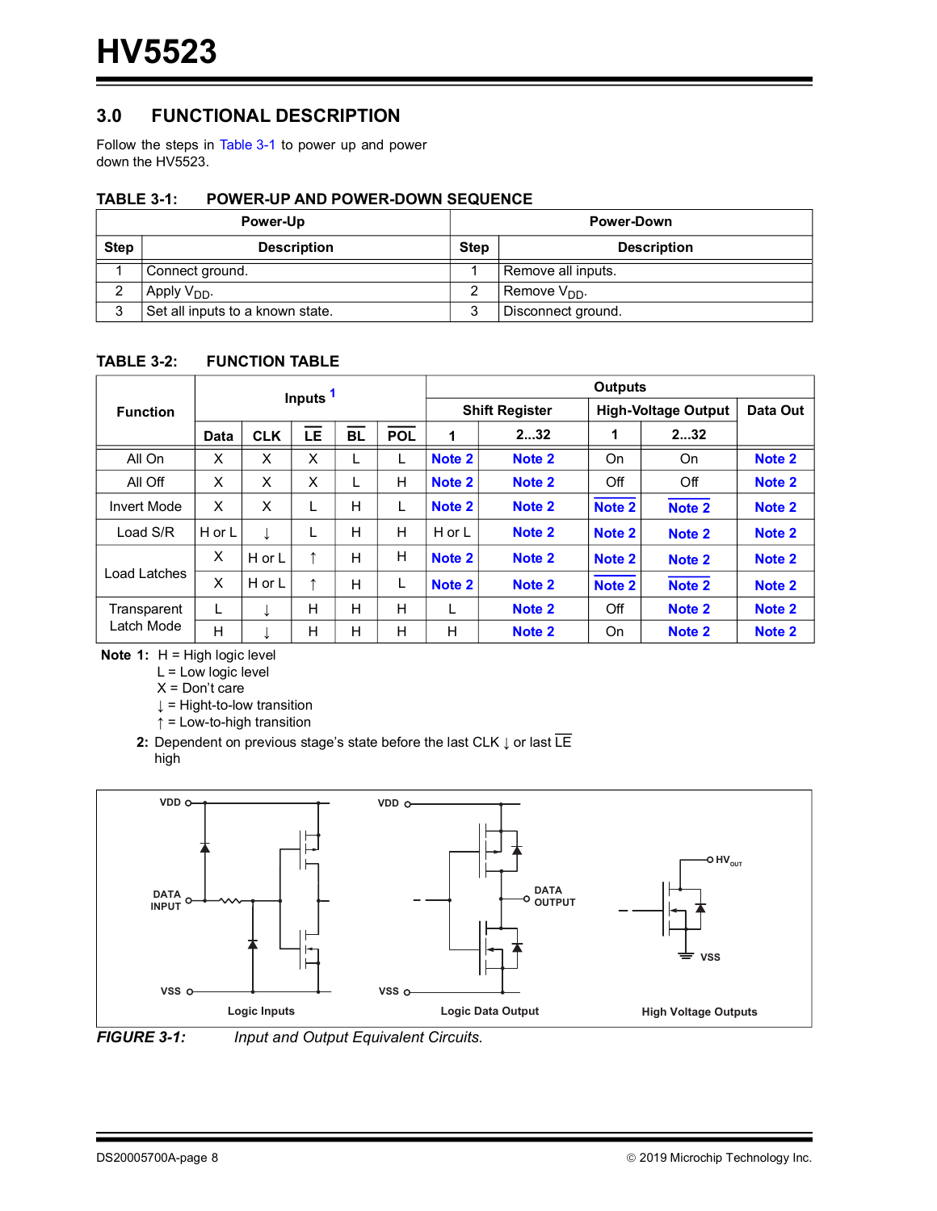## 3.0 FUNCTIONAL DESCRIPTION

Follow the steps in Table 3-1 to power up and power down the HV5523.

**TABLE 3-1: POWER-UP AND POWER-DOWN SEQUENCE**

| Power-Up | | Power-Down | |
|---|---|---|---|
| **Step** | **Description** | **Step** | **Description** |
| 1 | Connect ground. | 1 | Remove all inputs. |
| 2 | Apply $V_{DD}$. | 2 | Remove $V_{DD}$. |
| 3 | Set all inputs to a known state. | 3 | Disconnect ground. |

**TABLE 3-2: FUNCTION TABLE**

| Function | Inputs [1] | | | | | Outputs | | | | |
|---|---|---|---|---|---|---|---|---|---|---|
| | | | | | | Shift Register | | High-Voltage Output | | Data Out |
| | Data | CLK | $\overline{LE}$ | $\overline{BL}$ | $\overline{POL}$ | 1 | 2...32 | 1 | 2...32 | |
| All On | X | X | X | L | L | Note 2 | Note 2 | On | On | Note 2 |
| All Off | X | X | X | L | H | Note 2 | Note 2 | Off | Off | Note 2 |
| Invert Mode | X | X | L | H | L | Note 2 | Note 2 | Note 2 | Note 2 | Note 2 |
| Load S/R | H or L | ↓ | L | H | H | H or L | Note 2 | Note 2 | Note 2 | Note 2 |
| Load Latches | X | H or L | ↑ | H | H | Note 2 | Note 2 | Note 2 | Note 2 | Note 2 |
| | X | H or L | ↑ | H | L | Note 2 | Note 2 | $\overline{\text{Note 2}}$ | $\overline{\text{Note 2}}$ | Note 2 |
| Transparent Latch Mode | L | ↓ | H | H | H | L | Note 2 | Off | Note 2 | Note 2 |
| | H | ↓ | H | H | H | H | Note 2 | On | Note 2 | Note 2 |

**Note 1:** H = High logic level
L = Low logic level
X = Don't care
↓ = Hight-to-low transition
↑ = Low-to-high transition

**2:** Dependent on previous stage's state before the last CLK ↓ or last $\overline{LE}$ high

*FIGURE 3-1: Input and Output Equivalent Circuits.*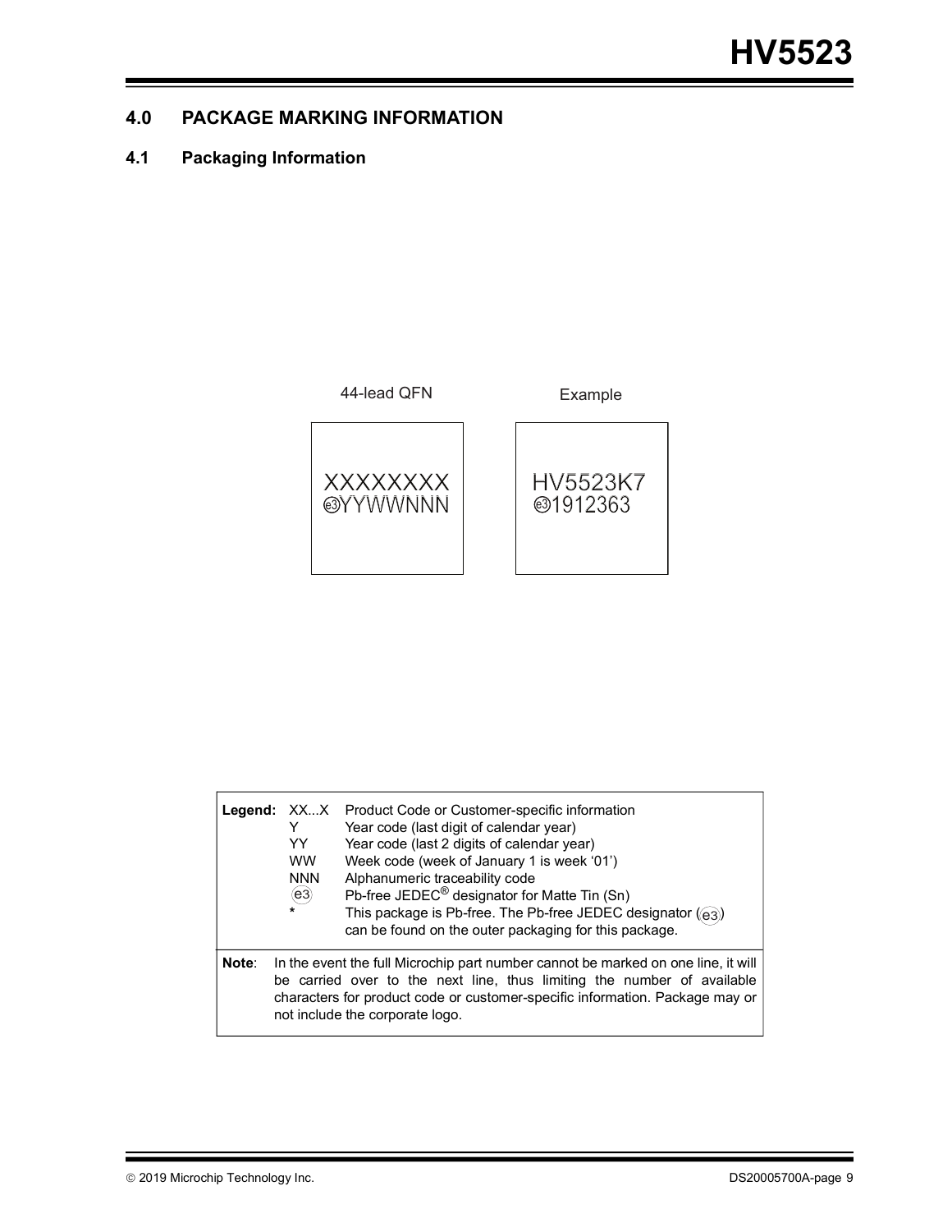## 4.0 PACKAGE MARKING INFORMATION

### 4.1 Packaging Information

| 44-lead QFN | Example |
|---|---|
| XXXXXXXX<br>(e3)YYWWNNN | HV5523K7<br>(e3)1912363 |

| | | |
|---|---|---|
| **Legend:** | XX...X | Product Code or Customer-specific information |
| | Y | Year code (last digit of calendar year) |
| | YY | Year code (last 2 digits of calendar year) |
| | WW | Week code (week of January 1 is week '01') |
| | NNN | Alphanumeric traceability code |
| | (e3) | Pb-free JEDEC® designator for Matte Tin (Sn) |
| | * | This package is Pb-free. The Pb-free JEDEC designator ((e3)) can be found on the outer packaging for this package. |

**Note**: In the event the full Microchip part number cannot be marked on one line, it will be carried over to the next line, thus limiting the number of available characters for product code or customer-specific information. Package may or not include the corporate logo.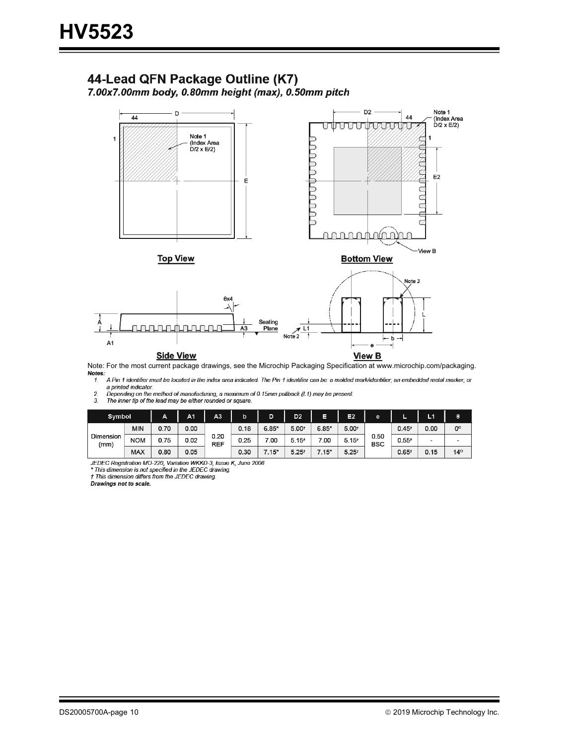## 44-Lead QFN Package Outline (K7)

*7.00x7.00mm body, 0.80mm height (max), 0.50mm pitch*

Note: For the most current package drawings, see the Microchip Packaging Specification at www.microchip.com/packaging.

***Notes:***

1. *A Pin 1 identifier must be located in the index area indicated. The Pin 1 identifier can be: a molded mark/identifier; an embedded metal marker; or a printed indicator.*
2. *Depending on the method of manufacturing, a maximum of 0.15mm pullback (L1) may be present.*
3. *The inner tip of the lead may be either rounded or square.*

| Symbol | | A | A1 | A3 | b | D | D2 | E | E2 | e | L | L1 | θ |
|---|---|---|---|---|---|---|---|---|---|---|---|---|---|
| Dimension (mm) | MIN | 0.70 | 0.00 | 0.20 REF | 0.18 | 6.85* | 5.00† | 6.85* | 5.00† | 0.50 BSC | 0.45† | 0.00 | 0° |
| | NOM | 0.75 | 0.02 | | 0.25 | 7.00 | 5.15† | 7.00 | 5.15† | | 0.55† | - | - |
| | MAX | 0.80 | 0.05 | | 0.30 | 7.15* | 5.25† | 7.15* | 5.25† | | 0.65† | 0.15 | 14° |

*JEDEC Registration MO-220, Variation WKKD-3, Issue K, June 2006*

*\* This dimension is not specified in the JEDEC drawing.*

*† This dimension differs from the JEDEC drawing.*

***Drawings not to scale.***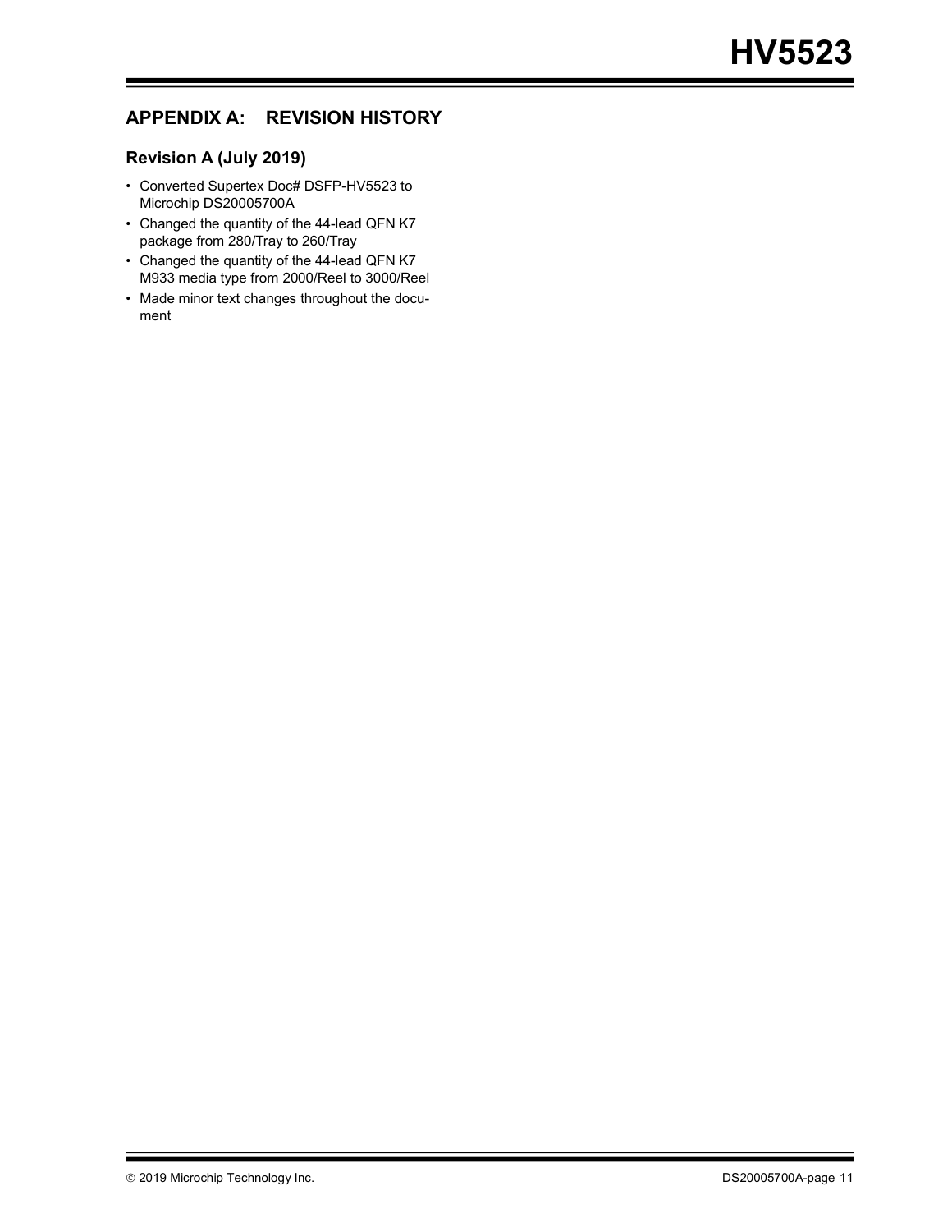## APPENDIX A: REVISION HISTORY

### Revision A (July 2019)

- Converted Supertex Doc# DSFP-HV5523 to Microchip DS20005700A
- Changed the quantity of the 44-lead QFN K7 package from 280/Tray to 260/Tray
- Changed the quantity of the 44-lead QFN K7 M933 media type from 2000/Reel to 3000/Reel
- Made minor text changes throughout the document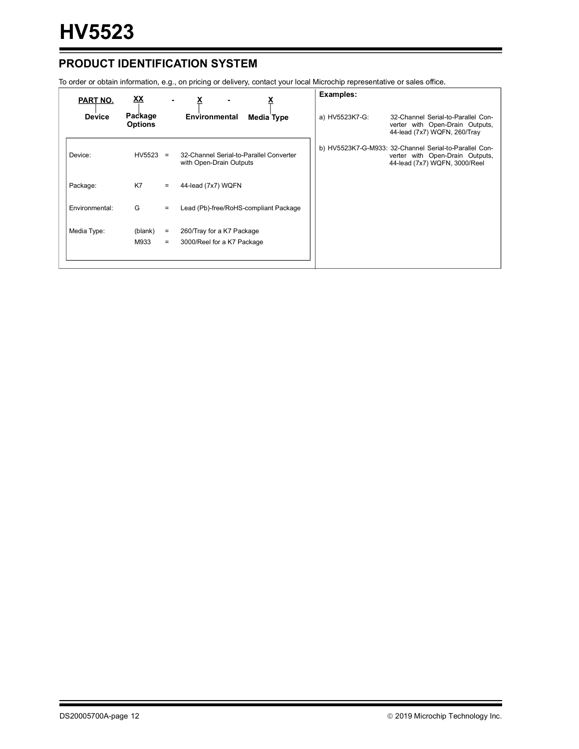## PRODUCT IDENTIFICATION SYSTEM

To order or obtain information, e.g., on pricing or delivery, contact your local Microchip representative or sales office.

| PART NO. | XX | - | X | - | X |
|---|---|---|---|---|---|
| Device | Package Options | | Environmental | | Media Type |

| | | | |
|---|---|---|---|
| Device: | HV5523 | = | 32-Channel Serial-to-Parallel Converter with Open-Drain Outputs |
| Package: | K7 | = | 44-lead (7x7) WQFN |
| Environmental: | G | = | Lead (Pb)-free/RoHS-compliant Package |
| Media Type: | (blank) | = | 260/Tray for a K7 Package |
| | M933 | = | 3000/Reel for a K7 Package |

**Examples:**

a) HV5523K7-G: 32-Channel Serial-to-Parallel Converter with Open-Drain Outputs, 44-lead (7x7) WQFN, 260/Tray

b) HV5523K7-G-M933: 32-Channel Serial-to-Parallel Converter with Open-Drain Outputs, 44-lead (7x7) WQFN, 3000/Reel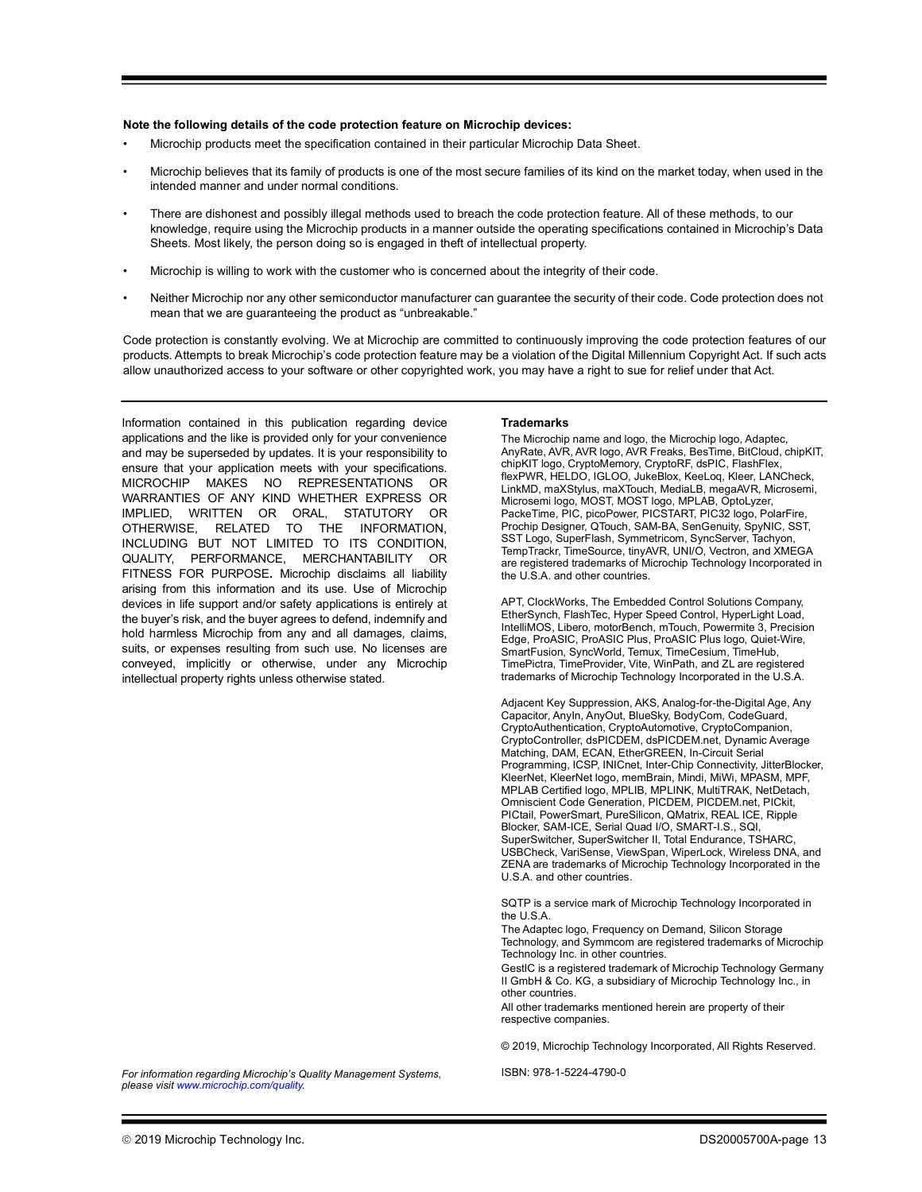**Note the following details of the code protection feature on Microchip devices:**

- Microchip products meet the specification contained in their particular Microchip Data Sheet.
- Microchip believes that its family of products is one of the most secure families of its kind on the market today, when used in the intended manner and under normal conditions.
- There are dishonest and possibly illegal methods used to breach the code protection feature. All of these methods, to our knowledge, require using the Microchip products in a manner outside the operating specifications contained in Microchip's Data Sheets. Most likely, the person doing so is engaged in theft of intellectual property.
- Microchip is willing to work with the customer who is concerned about the integrity of their code.
- Neither Microchip nor any other semiconductor manufacturer can guarantee the security of their code. Code protection does not mean that we are guaranteeing the product as "unbreakable."

Code protection is constantly evolving. We at Microchip are committed to continuously improving the code protection features of our products. Attempts to break Microchip's code protection feature may be a violation of the Digital Millennium Copyright Act. If such acts allow unauthorized access to your software or other copyrighted work, you may have a right to sue for relief under that Act.

Information contained in this publication regarding device applications and the like is provided only for your convenience and may be superseded by updates. It is your responsibility to ensure that your application meets with your specifications. MICROCHIP MAKES NO REPRESENTATIONS OR WARRANTIES OF ANY KIND WHETHER EXPRESS OR IMPLIED, WRITTEN OR ORAL, STATUTORY OR OTHERWISE, RELATED TO THE INFORMATION, INCLUDING BUT NOT LIMITED TO ITS CONDITION, QUALITY, PERFORMANCE, MERCHANTABILITY OR FITNESS FOR PURPOSE. Microchip disclaims all liability arising from this information and its use. Use of Microchip devices in life support and/or safety applications is entirely at the buyer's risk, and the buyer agrees to defend, indemnify and hold harmless Microchip from any and all damages, claims, suits, or expenses resulting from such use. No licenses are conveyed, implicitly or otherwise, under any Microchip intellectual property rights unless otherwise stated.

*For information regarding Microchip's Quality Management Systems, please visit www.microchip.com/quality.*

**Trademarks**

The Microchip name and logo, the Microchip logo, Adaptec, AnyRate, AVR, AVR logo, AVR Freaks, BesTime, BitCloud, chipKIT, chipKIT logo, CryptoMemory, CryptoRF, dsPIC, FlashFlex, flexPWR, HELDO, IGLOO, JukeBlox, KeeLoq, Kleer, LANCheck, LinkMD, maXStylus, maXTouch, MediaLB, megaAVR, Microsemi, Microsemi logo, MOST, MOST logo, MPLAB, OptoLyzer, PackeTime, PIC, picoPower, PICSTART, PIC32 logo, PolarFire, Prochip Designer, QTouch, SAM-BA, SenGenuity, SpyNIC, SST, SST Logo, SuperFlash, Symmetricom, SyncServer, Tachyon, TempTrackr, TimeSource, tinyAVR, UNI/O, Vectron, and XMEGA are registered trademarks of Microchip Technology Incorporated in the U.S.A. and other countries.

APT, ClockWorks, The Embedded Control Solutions Company, EtherSynch, FlashTec, Hyper Speed Control, HyperLight Load, IntelliMOS, Libero, motorBench, mTouch, Powermite 3, Precision Edge, ProASIC, ProASIC Plus, ProASIC Plus logo, Quiet-Wire, SmartFusion, SyncWorld, Temux, TimeCesium, TimeHub, TimePictra, TimeProvider, Vite, WinPath, and ZL are registered trademarks of Microchip Technology Incorporated in the U.S.A.

Adjacent Key Suppression, AKS, Analog-for-the-Digital Age, Any Capacitor, AnyIn, AnyOut, BlueSky, BodyCom, CodeGuard, CryptoAuthentication, CryptoAutomotive, CryptoCompanion, CryptoController, dsPICDEM, dsPICDEM.net, Dynamic Average Matching, DAM, ECAN, EtherGREEN, In-Circuit Serial Programming, ICSP, INICnet, Inter-Chip Connectivity, JitterBlocker, KleerNet, KleerNet logo, memBrain, Mindi, MiWi, MPASM, MPF, MPLAB Certified logo, MPLIB, MPLINK, MultiTRAK, NetDetach, Omniscient Code Generation, PICDEM, PICDEM.net, PICkit, PICtail, PowerSmart, PureSilicon, QMatrix, REAL ICE, Ripple Blocker, SAM-ICE, Serial Quad I/O, SMART-I.S., SQI, SuperSwitcher, SuperSwitcher II, Total Endurance, TSHARC, USBCheck, VariSense, ViewSpan, WiperLock, Wireless DNA, and ZENA are trademarks of Microchip Technology Incorporated in the U.S.A. and other countries.

SQTP is a service mark of Microchip Technology Incorporated in the U.S.A.

The Adaptec logo, Frequency on Demand, Silicon Storage Technology, and Symmcom are registered trademarks of Microchip Technology Inc. in other countries.

GestIC is a registered trademark of Microchip Technology Germany II GmbH & Co. KG, a subsidiary of Microchip Technology Inc., in other countries.

All other trademarks mentioned herein are property of their respective companies.

© 2019, Microchip Technology Incorporated, All Rights Reserved.

ISBN: 978-1-5224-4790-0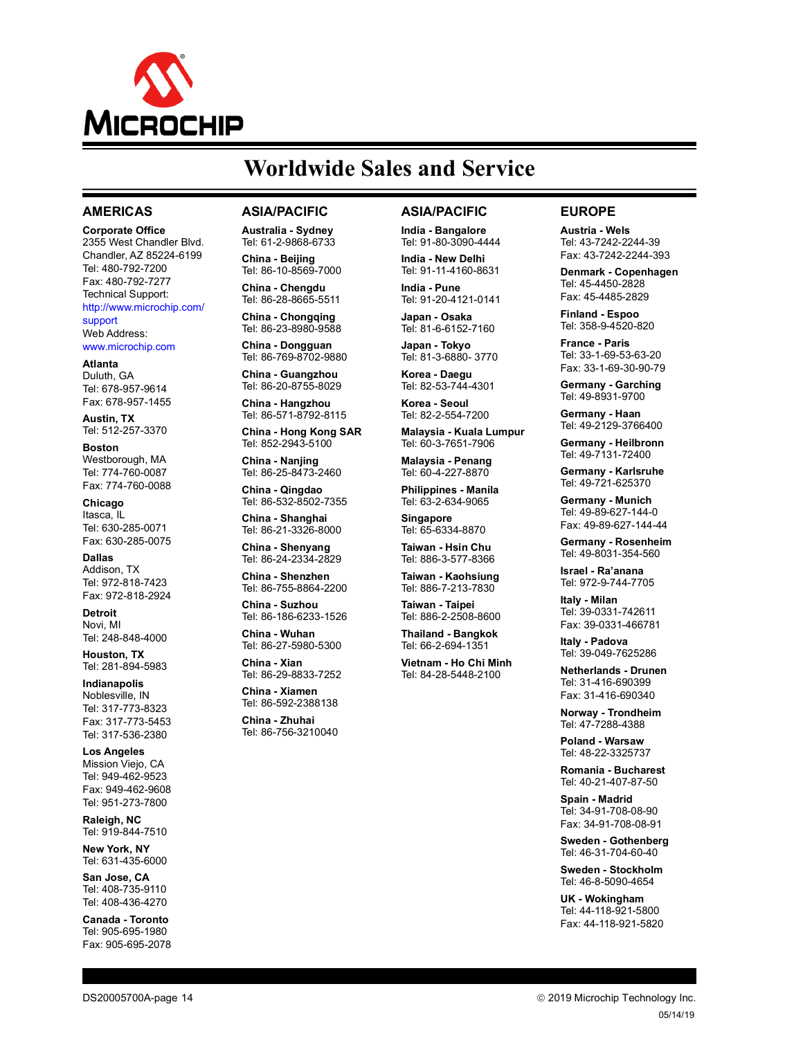# Worldwide Sales and Service

## AMERICAS

**Corporate Office**
2355 West Chandler Blvd.
Chandler, AZ 85224-6199
Tel: 480-792-7200
Fax: 480-792-7277
Technical Support:
http://www.microchip.com/support
Web Address:
www.microchip.com

**Atlanta**
Duluth, GA
Tel: 678-957-9614
Fax: 678-957-1455

**Austin, TX**
Tel: 512-257-3370

**Boston**
Westborough, MA
Tel: 774-760-0087
Fax: 774-760-0088

**Chicago**
Itasca, IL
Tel: 630-285-0071
Fax: 630-285-0075

**Dallas**
Addison, TX
Tel: 972-818-7423
Fax: 972-818-2924

**Detroit**
Novi, MI
Tel: 248-848-4000

**Houston, TX**
Tel: 281-894-5983

**Indianapolis**
Noblesville, IN
Tel: 317-773-8323
Fax: 317-773-5453
Tel: 317-536-2380

**Los Angeles**
Mission Viejo, CA
Tel: 949-462-9523
Fax: 949-462-9608
Tel: 951-273-7800

**Raleigh, NC**
Tel: 919-844-7510

**New York, NY**
Tel: 631-435-6000

**San Jose, CA**
Tel: 408-735-9110
Tel: 408-436-4270

**Canada - Toronto**
Tel: 905-695-1980
Fax: 905-695-2078

## ASIA/PACIFIC

**Australia - Sydney**
Tel: 61-2-9868-6733

**China - Beijing**
Tel: 86-10-8569-7000

**China - Chengdu**
Tel: 86-28-8665-5511

**China - Chongqing**
Tel: 86-23-8980-9588

**China - Dongguan**
Tel: 86-769-8702-9880

**China - Guangzhou**
Tel: 86-20-8755-8029

**China - Hangzhou**
Tel: 86-571-8792-8115

**China - Hong Kong SAR**
Tel: 852-2943-5100

**China - Nanjing**
Tel: 86-25-8473-2460

**China - Qingdao**
Tel: 86-532-8502-7355

**China - Shanghai**
Tel: 86-21-3326-8000

**China - Shenyang**
Tel: 86-24-2334-2829

**China - Shenzhen**
Tel: 86-755-8864-2200

**China - Suzhou**
Tel: 86-186-6233-1526

**China - Wuhan**
Tel: 86-27-5980-5300

**China - Xian**
Tel: 86-29-8833-7252

**China - Xiamen**
Tel: 86-592-2388138

**China - Zhuhai**
Tel: 86-756-3210040

## ASIA/PACIFIC

**India - Bangalore**
Tel: 91-80-3090-4444

**India - New Delhi**
Tel: 91-11-4160-8631

**India - Pune**
Tel: 91-20-4121-0141

**Japan - Osaka**
Tel: 81-6-6152-7160

**Japan - Tokyo**
Tel: 81-3-6880- 3770

**Korea - Daegu**
Tel: 82-53-744-4301

**Korea - Seoul**
Tel: 82-2-554-7200

**Malaysia - Kuala Lumpur**
Tel: 60-3-7651-7906

**Malaysia - Penang**
Tel: 60-4-227-8870

**Philippines - Manila**
Tel: 63-2-634-9065

**Singapore**
Tel: 65-6334-8870

**Taiwan - Hsin Chu**
Tel: 886-3-577-8366

**Taiwan - Kaohsiung**
Tel: 886-7-213-7830

**Taiwan - Taipei**
Tel: 886-2-2508-8600

**Thailand - Bangkok**
Tel: 66-2-694-1351

**Vietnam - Ho Chi Minh**
Tel: 84-28-5448-2100

## EUROPE

**Austria - Wels**
Tel: 43-7242-2244-39
Fax: 43-7242-2244-393

**Denmark - Copenhagen**
Tel: 45-4450-2828
Fax: 45-4485-2829

**Finland - Espoo**
Tel: 358-9-4520-820

**France - Paris**
Tel: 33-1-69-53-63-20
Fax: 33-1-69-30-90-79

**Germany - Garching**
Tel: 49-8931-9700

**Germany - Haan**
Tel: 49-2129-3766400

**Germany - Heilbronn**
Tel: 49-7131-72400

**Germany - Karlsruhe**
Tel: 49-721-625370

**Germany - Munich**
Tel: 49-89-627-144-0
Fax: 49-89-627-144-44

**Germany - Rosenheim**
Tel: 49-8031-354-560

**Israel - Ra'anana**
Tel: 972-9-744-7705

**Italy - Milan**
Tel: 39-0331-742611
Fax: 39-0331-466781

**Italy - Padova**
Tel: 39-049-7625286

**Netherlands - Drunen**
Tel: 31-416-690399
Fax: 31-416-690340

**Norway - Trondheim**
Tel: 47-7288-4388

**Poland - Warsaw**
Tel: 48-22-3325737

**Romania - Bucharest**
Tel: 40-21-407-87-50

**Spain - Madrid**
Tel: 34-91-708-08-90
Fax: 34-91-708-08-91

**Sweden - Gothenberg**
Tel: 46-31-704-60-40

**Sweden - Stockholm**
Tel: 46-8-5090-4654

**UK - Wokingham**
Tel: 44-118-921-5800
Fax: 44-118-921-5820

05/14/19